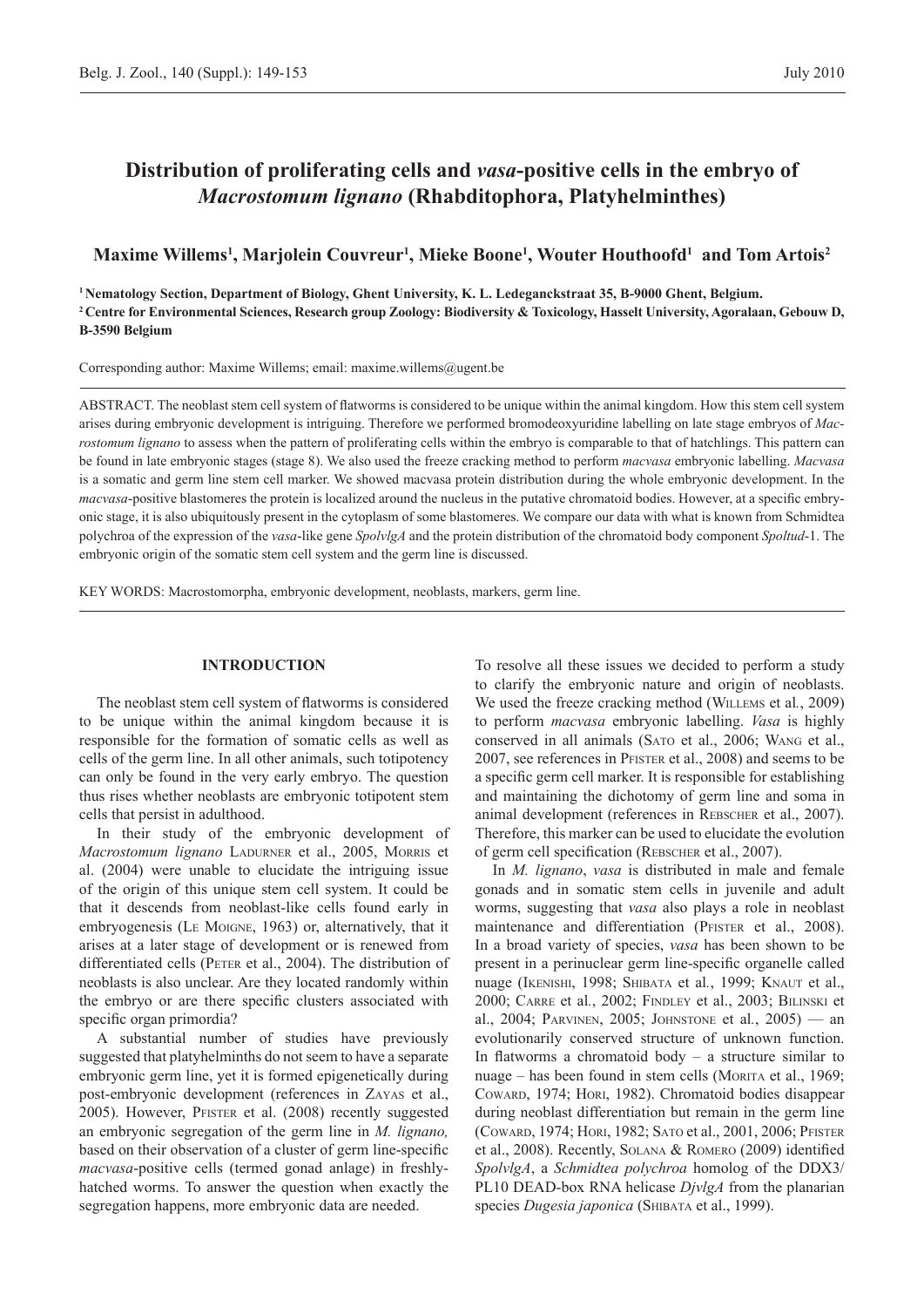# Distribution of proliferating cells and *vasa*-positive cells in the embryo of *Macrostomum lignano* (Rhabditophora, Platyhelminthes)

**Maxime Willems[1], Marjolein Couvreur[1], Mieke Boone[1], Wouter Houthoofd[1] and Tom Artois[2]**

**[1] Nematology Section, Department of Biology, Ghent University, K. L. Ledeganckstraat 35, B-9000 Ghent, Belgium.**
**[2] Centre for Environmental Sciences, Research group Zoology: Biodiversity & Toxicology, Hasselt University, Agoralaan, Gebouw D, B-3590 Belgium**

Corresponding author: Maxime Willems; email: maxime.willems@ugent.be

ABSTRACT. The neoblast stem cell system of flatworms is considered to be unique within the animal kingdom. How this stem cell system arises during embryonic development is intriguing. Therefore we performed bromodeoxyuridine labelling on late stage embryos of *Macrostomum lignano* to assess when the pattern of proliferating cells within the embryo is comparable to that of hatchlings. This pattern can be found in late embryonic stages (stage 8). We also used the freeze cracking method to perform *macvasa* embryonic labelling. *Macvasa* is a somatic and germ line stem cell marker. We showed macvasa protein distribution during the whole embryonic development. In the *macvasa*-positive blastomeres the protein is localized around the nucleus in the putative chromatoid bodies. However, at a specific embryonic stage, it is also ubiquitously present in the cytoplasm of some blastomeres. We compare our data with what is known from Schmidtea polychroa of the expression of the *vasa*-like gene *SpolvlgA* and the protein distribution of the chromatoid body component *Spoltud*-1. The embryonic origin of the somatic stem cell system and the germ line is discussed.

KEY WORDS: Macrostomorpha, embryonic development, neoblasts, markers, germ line.

## INTRODUCTION

The neoblast stem cell system of flatworms is considered to be unique within the animal kingdom because it is responsible for the formation of somatic cells as well as cells of the germ line. In all other animals, such totipotency can only be found in the very early embryo. The question thus rises whether neoblasts are embryonic totipotent stem cells that persist in adulthood.

In their study of the embryonic development of *Macrostomum lignano* Ladurner et al., 2005, Morris et al. (2004) were unable to elucidate the intriguing issue of the origin of this unique stem cell system. It could be that it descends from neoblast-like cells found early in embryogenesis (Le Moigne, 1963) or, alternatively, that it arises at a later stage of development or is renewed from differentiated cells (Peter et al., 2004). The distribution of neoblasts is also unclear. Are they located randomly within the embryo or are there specific clusters associated with specific organ primordia?

A substantial number of studies have previously suggested that platyhelminths do not seem to have a separate embryonic germ line, yet it is formed epigenetically during post-embryonic development (references in Zayas et al., 2005). However, Pfister et al. (2008) recently suggested an embryonic segregation of the germ line in *M. lignano,* based on their observation of a cluster of germ line-specific *macvasa*-positive cells (termed gonad anlage) in freshly-hatched worms. To answer the question when exactly the segregation happens, more embryonic data are needed.

To resolve all these issues we decided to perform a study to clarify the embryonic nature and origin of neoblasts. We used the freeze cracking method (Willems et al., 2009) to perform *macvasa* embryonic labelling. *Vasa* is highly conserved in all animals (Sato et al., 2006; Wang et al., 2007, see references in Pfister et al., 2008) and seems to be a specific germ cell marker. It is responsible for establishing and maintaining the dichotomy of germ line and soma in animal development (references in Rebscher et al., 2007). Therefore, this marker can be used to elucidate the evolution of germ cell specification (Rebscher et al., 2007).

In *M. lignano*, *vasa* is distributed in male and female gonads and in somatic stem cells in juvenile and adult worms, suggesting that *vasa* also plays a role in neoblast maintenance and differentiation (Pfister et al., 2008). In a broad variety of species, *vasa* has been shown to be present in a perinuclear germ line-specific organelle called nuage (Ikenishi, 1998; Shibata et al., 1999; Knaut et al., 2000; Carre et al., 2002; Findley et al., 2003; Bilinski et al., 2004; Parvinen, 2005; Johnstone et al., 2005) — an evolutionarily conserved structure of unknown function. In flatworms a chromatoid body – a structure similar to nuage – has been found in stem cells (Morita et al., 1969; Coward, 1974; Hori, 1982). Chromatoid bodies disappear during neoblast differentiation but remain in the germ line (Coward, 1974; Hori, 1982; Sato et al., 2001, 2006; Pfister et al., 2008). Recently, Solana & Romero (2009) identified *SpolvlgA*, a *Schmidtea polychroa* homolog of the DDX3/PL10 DEAD-box RNA helicase *DjvlgA* from the planarian species *Dugesia japonica* (Shibata et al., 1999).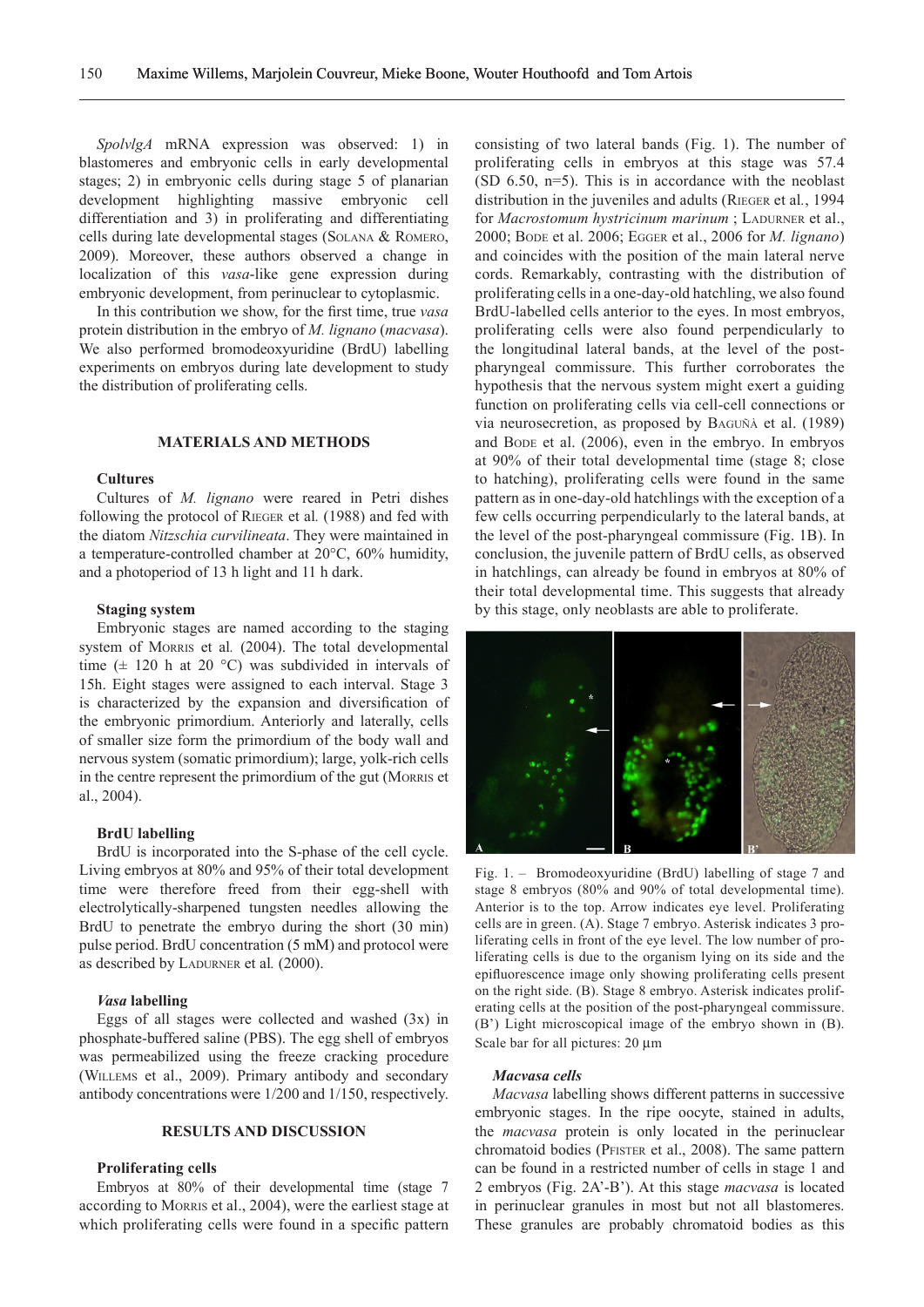*SpolvlgA* mRNA expression was observed: 1) in blastomeres and embryonic cells in early developmental stages; 2) in embryonic cells during stage 5 of planarian development highlighting massive embryonic cell differentiation and 3) in proliferating and differentiating cells during late developmental stages (Solana & Romero, 2009). Moreover, these authors observed a change in localization of this *vasa*-like gene expression during embryonic development, from perinuclear to cytoplasmic.

In this contribution we show, for the first time, true *vasa* protein distribution in the embryo of *M. lignano* (*macvasa*). We also performed bromodeoxyuridine (BrdU) labelling experiments on embryos during late development to study the distribution of proliferating cells.

## MATERIALS AND METHODS

### Cultures

Cultures of *M. lignano* were reared in Petri dishes following the protocol of Rieger et al. (1988) and fed with the diatom *Nitzschia curvilineata*. They were maintained in a temperature-controlled chamber at 20°C, 60% humidity, and a photoperiod of 13 h light and 11 h dark.

### Staging system

Embryonic stages are named according to the staging system of Morris et al. (2004). The total developmental time (± 120 h at 20 °C) was subdivided in intervals of 15h. Eight stages were assigned to each interval. Stage 3 is characterized by the expansion and diversification of the embryonic primordium. Anteriorly and laterally, cells of smaller size form the primordium of the body wall and nervous system (somatic primordium); large, yolk-rich cells in the centre represent the primordium of the gut (Morris et al., 2004).

### BrdU labelling

BrdU is incorporated into the S-phase of the cell cycle. Living embryos at 80% and 95% of their total development time were therefore freed from their egg-shell with electrolytically-sharpened tungsten needles allowing the BrdU to penetrate the embryo during the short (30 min) pulse period. BrdU concentration (5 mM) and protocol were as described by Ladurner et al. (2000).

### *Vasa* labelling

Eggs of all stages were collected and washed (3x) in phosphate-buffered saline (PBS). The egg shell of embryos was permeabilized using the freeze cracking procedure (Willems et al., 2009). Primary antibody and secondary antibody concentrations were 1/200 and 1/150, respectively.

## RESULTS AND DISCUSSION

### Proliferating cells

Embryos at 80% of their developmental time (stage 7 according to Morris et al., 2004), were the earliest stage at which proliferating cells were found in a specific pattern consisting of two lateral bands (Fig. 1). The number of proliferating cells in embryos at this stage was 57.4 (SD 6.50, n=5). This is in accordance with the neoblast distribution in the juveniles and adults (Rieger et al., 1994 for *Macrostomum hystricinum marinum* ; Ladurner et al., 2000; Bode et al. 2006; Egger et al., 2006 for *M. lignano*) and coincides with the position of the main lateral nerve cords. Remarkably, contrasting with the distribution of proliferating cells in a one-day-old hatchling, we also found BrdU-labelled cells anterior to the eyes. In most embryos, proliferating cells were also found perpendicularly to the longitudinal lateral bands, at the level of the post-pharyngeal commissure. This further corroborates the hypothesis that the nervous system might exert a guiding function on proliferating cells via cell-cell connections or via neurosecretion, as proposed by Baguñà et al. (1989) and Bode et al. (2006), even in the embryo. In embryos at 90% of their total developmental time (stage 8; close to hatching), proliferating cells were found in the same pattern as in one-day-old hatchlings with the exception of a few cells occurring perpendicularly to the lateral bands, at the level of the post-pharyngeal commissure (Fig. 1B). In conclusion, the juvenile pattern of BrdU cells, as observed in hatchlings, can already be found in embryos at 80% of their total developmental time. This suggests that already by this stage, only neoblasts are able to proliferate.

Fig. 1. – Bromodeoxyuridine (BrdU) labelling of stage 7 and stage 8 embryos (80% and 90% of total developmental time). Anterior is to the top. Arrow indicates eye level. Proliferating cells are in green. (A). Stage 7 embryo. Asterisk indicates 3 proliferating cells in front of the eye level. The low number of proliferating cells is due to the organism lying on its side and the epifluorescence image only showing proliferating cells present on the right side. (B). Stage 8 embryo. Asterisk indicates proliferating cells at the position of the post-pharyngeal commissure. (B') Light microscopical image of the embryo shown in (B). Scale bar for all pictures: 20 µm

### *Macvasa* cells

*Macvasa* labelling shows different patterns in successive embryonic stages. In the ripe oocyte, stained in adults, the *macvasa* protein is only located in the perinuclear chromatoid bodies (Pfister et al., 2008). The same pattern can be found in a restricted number of cells in stage 1 and 2 embryos (Fig. 2A'-B'). At this stage *macvasa* is located in perinuclear granules in most but not all blastomeres. These granules are probably chromatoid bodies as this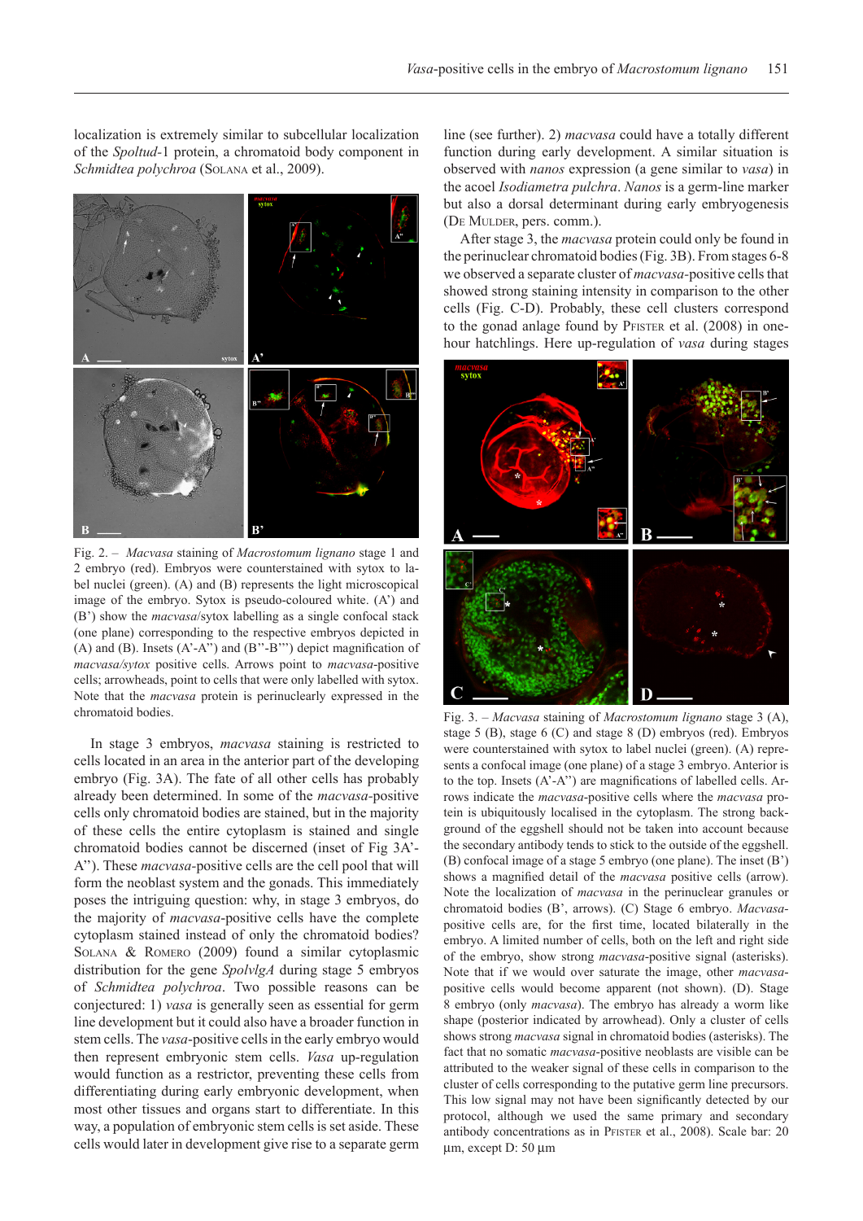localization is extremely similar to subcellular localization of the *Spoltud*-1 protein, a chromatoid body component in *Schmidtea polychroa* (Solana et al., 2009).

Fig. 2. – *Macvasa* staining of *Macrostomum lignano* stage 1 and 2 embryo (red). Embryos were counterstained with sytox to label nuclei (green). (A) and (B) represents the light microscopical image of the embryo. Sytox is pseudo-coloured white. (A') and (B') show the *macvasa*/sytox labelling as a single confocal stack (one plane) corresponding to the respective embryos depicted in (A) and (B). Insets (A'-A") and (B"-B"') depict magnification of *macvasa/sytox* positive cells. Arrows point to *macvasa*-positive cells; arrowheads, point to cells that were only labelled with sytox. Note that the *macvasa* protein is perinuclearly expressed in the chromatoid bodies.

In stage 3 embryos, *macvasa* staining is restricted to cells located in an area in the anterior part of the developing embryo (Fig. 3A). The fate of all other cells has probably already been determined. In some of the *macvasa*-positive cells only chromatoid bodies are stained, but in the majority of these cells the entire cytoplasm is stained and single chromatoid bodies cannot be discerned (inset of Fig 3A'-A"). These *macvasa*-positive cells are the cell pool that will form the neoblast system and the gonads. This immediately poses the intriguing question: why, in stage 3 embryos, do the majority of *macvasa*-positive cells have the complete cytoplasm stained instead of only the chromatoid bodies? Solana & Romero (2009) found a similar cytoplasmic distribution for the gene *SpolvlgA* during stage 5 embryos of *Schmidtea polychroa*. Two possible reasons can be conjectured: 1) *vasa* is generally seen as essential for germ line development but it could also have a broader function in stem cells. The *vasa*-positive cells in the early embryo would then represent embryonic stem cells. *Vasa* up-regulation would function as a restrictor, preventing these cells from differentiating during early embryonic development, when most other tissues and organs start to differentiate. In this way, a population of embryonic stem cells is set aside. These cells would later in development give rise to a separate germ line (see further). 2) *macvasa* could have a totally different function during early development. A similar situation is observed with *nanos* expression (a gene similar to *vasa*) in the acoel *Isodiametra pulchra*. *Nanos* is a germ-line marker but also a dorsal determinant during early embryogenesis (De Mulder, pers. comm.).

After stage 3, the *macvasa* protein could only be found in the perinuclear chromatoid bodies (Fig. 3B). From stages 6-8 we observed a separate cluster of *macvasa*-positive cells that showed strong staining intensity in comparison to the other cells (Fig. C-D). Probably, these cell clusters correspond to the gonad anlage found by Pfister et al. (2008) in one-hour hatchlings. Here up-regulation of *vasa* during stages

Fig. 3. – *Macvasa* staining of *Macrostomum lignano* stage 3 (A), stage 5 (B), stage 6 (C) and stage 8 (D) embryos (red). Embryos were counterstained with sytox to label nuclei (green). (A) represents a confocal image (one plane) of a stage 3 embryo. Anterior is to the top. Insets (A'-A") are magnifications of labelled cells. Arrows indicate the *macvasa*-positive cells where the *macvasa* protein is ubiquitously localised in the cytoplasm. The strong background of the eggshell should not be taken into account because the secondary antibody tends to stick to the outside of the eggshell. (B) confocal image of a stage 5 embryo (one plane). The inset (B') shows a magnified detail of the *macvasa* positive cells (arrow). Note the localization of *macvasa* in the perinuclear granules or chromatoid bodies (B', arrows). (C) Stage 6 embryo. *Macvasa*-positive cells are, for the first time, located bilaterally in the embryo. A limited number of cells, both on the left and right side of the embryo, show strong *macvasa*-positive signal (asterisks). Note that if we would over saturate the image, other *macvasa*-positive cells would become apparent (not shown). (D). Stage 8 embryo (only *macvasa*). The embryo has already a worm like shape (posterior indicated by arrowhead). Only a cluster of cells shows strong *macvasa* signal in chromatoid bodies (asterisks). The fact that no somatic *macvasa*-positive neoblasts are visible can be attributed to the weaker signal of these cells in comparison to the cluster of cells corresponding to the putative germ line precursors. This low signal may not have been significantly detected by our protocol, although we used the same primary and secondary antibody concentrations as in Pfister et al., 2008). Scale bar: 20 µm, except D: 50 µm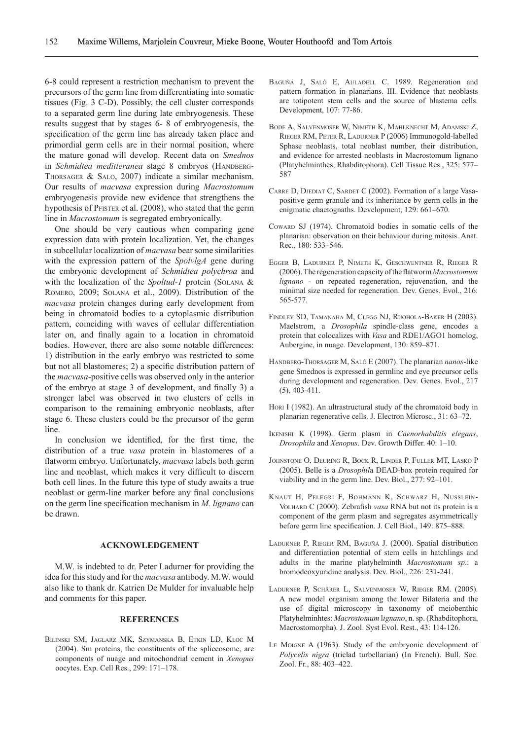6-8 could represent a restriction mechanism to prevent the precursors of the germ line from differentiating into somatic tissues (Fig. 3 C-D). Possibly, the cell cluster corresponds to a separated germ line during late embryogenesis. These results suggest that by stages 6- 8 of embryogenesis, the specification of the germ line has already taken place and primordial germ cells are in their normal position, where the mature gonad will develop. Recent data on *Smednos* in *Schmidtea meditteranea* stage 8 embryos (Handberg-Thorsager & Salo, 2007) indicate a similar mechanism. Our results of *macvasa* expression during *Macrostomum* embryogenesis provide new evidence that strengthens the hypothesis of Pfister et al. (2008), who stated that the germ line in *Macrostomum* is segregated embryonically.

One should be very cautious when comparing gene expression data with protein localization. Yet, the changes in subcellular localization of *macvasa* bear some similarities with the expression pattern of the *SpolvlgA* gene during the embryonic development of *Schmidtea polychroa* and with the localization of the *Spoltud-1* protein (Solana & Romero, 2009; Solana et al., 2009). Distribution of the *macvasa* protein changes during early development from being in chromatoid bodies to a cytoplasmic distribution pattern, coinciding with waves of cellular differentiation later on, and finally again to a location in chromatoid bodies. However, there are also some notable differences: 1) distribution in the early embryo was restricted to some but not all blastomeres; 2) a specific distribution pattern of the *macvasa*-positive cells was observed only in the anterior of the embryo at stage 3 of development, and finally 3) a stronger label was observed in two clusters of cells in comparison to the remaining embryonic neoblasts, after stage 6. These clusters could be the precursor of the germ line.

In conclusion we identified, for the first time, the distribution of a true *vasa* protein in blastomeres of a flatworm embryo. Unfortunately, *macvasa* labels both germ line and neoblast, which makes it very difficult to discern both cell lines. In the future this type of study awaits a true neoblast or germ-line marker before any final conclusions on the germ line specification mechanism in *M. lignano* can be drawn.

## ACKNOWLEDGEMENT

M.W. is indebted to dr. Peter Ladurner for providing the idea for this study and for the *macvasa* antibody. M.W. would also like to thank dr. Katrien De Mulder for invaluable help and comments for this paper.

## REFERENCES

Bilinski SM, Jaglarz MK, Szymanska B, Etkin LD, Kloc M (2004). Sm proteins, the constituents of the spliceosome, are components of nuage and mitochondrial cement in *Xenopus* oocytes. Exp. Cell Res., 299: 171–178.

Baguñà J, Saló E, Auladell C. 1989. Regeneration and pattern formation in planarians. III. Evidence that neoblasts are totipotent stem cells and the source of blastema cells. Development, 107: 77-86.

Bode A, Salvenmoser W, Nimeth K, Mahlknecht M, Adamski Z, Rieger RM, Peter R, Ladurner P (2006) Immunogold-labelled Sphase neoblasts, total neoblast number, their distribution, and evidence for arrested neoblasts in Macrostomum lignano (Platyhelminthes, Rhabditophora). Cell Tissue Res., 325: 577–587

Carre D, Djediat C, Sardet C (2002). Formation of a large Vasa-positive germ granule and its inheritance by germ cells in the enigmatic chaetognaths. Development, 129: 661–670.

Coward SJ (1974). Chromatoid bodies in somatic cells of the planarian: observation on their behaviour during mitosis. Anat. Rec., 180: 533–546.

Egger B, Ladurner P, Nimeth K, Geschwentner R, Rieger R (2006). The regeneration capacity of the flatworm *Macrostomum lignano* - on repeated regeneration, rejuvenation, and the minimal size needed for regeneration. Dev. Genes. Evol., 216: 565-577.

Findley SD, Tamanaha M, Clegg NJ, Ruohola-Baker H (2003). Maelstrom, a *Drosophila* spindle-class gene, encodes a protein that colocalizes with *Vasa* and RDE1/AGO1 homolog, Aubergine, in nuage. Development, 130: 859–871.

Handberg-Thorsager M, Saló E (2007). The planarian *nanos*-like gene Smednos is expressed in germline and eye precursor cells during development and regeneration. Dev. Genes. Evol., 217 (5), 403-411.

Hori I (1982). An ultrastructural study of the chromatoid body in planarian regenerative cells. J. Electron Microsc., 31: 63–72.

Ikenishi K (1998). Germ plasm in *Caenorhabditis elegans*, *Drosophila* and *Xenopus*. Dev. Growth Differ. 40: 1–10.

Johnstone O, Deuring R, Bock R, Linder P, Fuller MT, Lasko P (2005). Belle is a *Drosophil*a DEAD-box protein required for viability and in the germ line. Dev. Biol., 277: 92–101.

Knaut H, Pelegri F, Bohmann K, Schwarz H, Nusslein-Volhard C (2000). Zebrafish *vasa* RNA but not its protein is a component of the germ plasm and segregates asymmetrically before germ line specification. J. Cell Biol., 149: 875–888.

Ladurner P, Rieger RM, Baguñà J. (2000). Spatial distribution and differentiation potential of stem cells in hatchlings and adults in the marine platyhelminth *Macrostomum sp*.: a bromodeoxyuridine analysis. Dev. Biol., 226: 231-241.

Ladurner P, Schärer L, Salvenmoser W, Rieger RM. (2005). A new model organism among the lower Bilateria and the use of digital microscopy in taxonomy of meiobenthic Platyhelminhtes: *Macrostomum lignano*, n. sp. (Rhabditophora, Macrostomorpha). J. Zool. Syst Evol. Rest., 43: 114-126.

Le Moigne A (1963). Study of the embryonic development of *Polycelis nigra* (triclad turbellarian) (In French). Bull. Soc. Zool. Fr., 88: 403–422.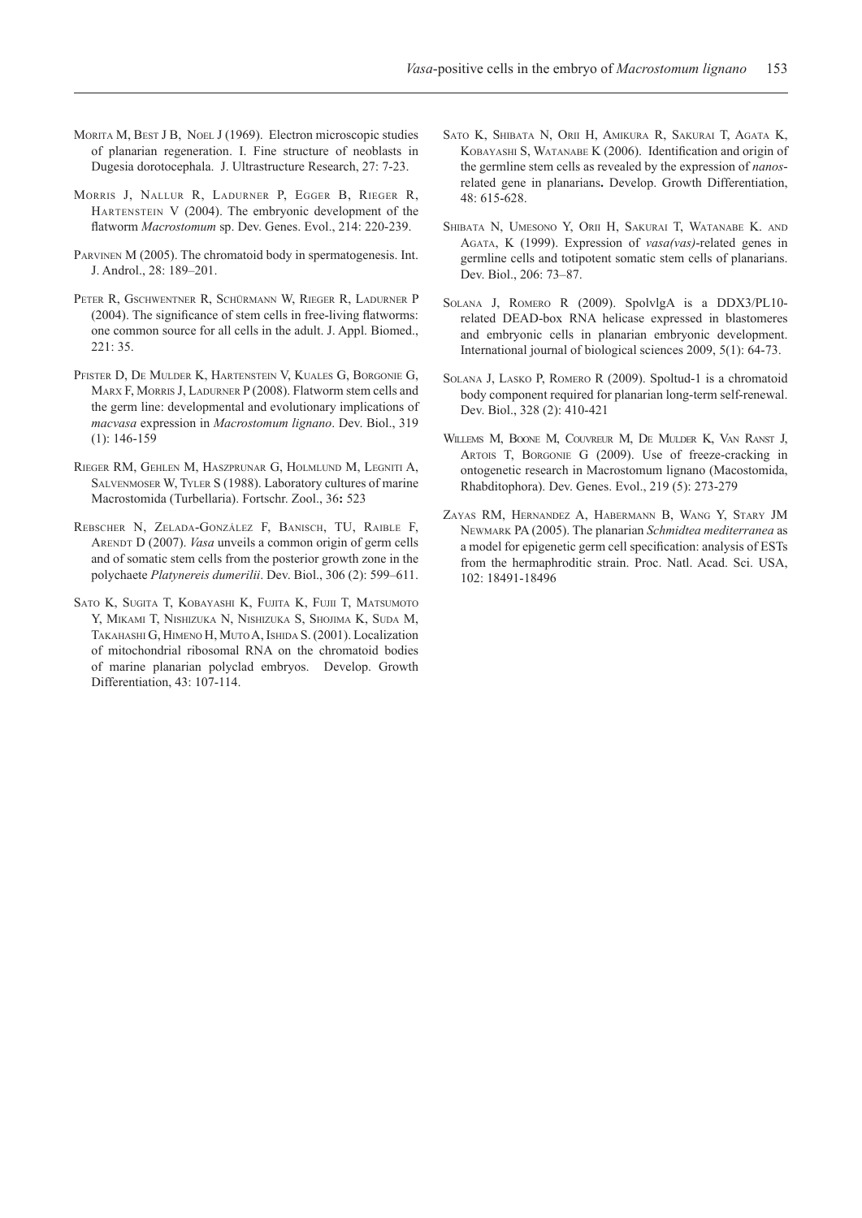Morita M, Best J B, Noel J (1969). Electron microscopic studies of planarian regeneration. I. Fine structure of neoblasts in Dugesia dorotocephala. J. Ultrastructure Research, 27: 7-23.

Morris J, Nallur R, Ladurner P, Egger B, Rieger R, Hartenstein V (2004). The embryonic development of the flatworm *Macrostomum* sp. Dev. Genes. Evol., 214: 220-239.

Parvinen M (2005). The chromatoid body in spermatogenesis. Int. J. Androl., 28: 189–201.

Peter R, Gschwentner R, Schürmann W, Rieger R, Ladurner P (2004). The significance of stem cells in free-living flatworms: one common source for all cells in the adult. J. Appl. Biomed., 221: 35.

Pfister D, De Mulder K, Hartenstein V, Kuales G, Borgonie G, Marx F, Morris J, Ladurner P (2008). Flatworm stem cells and the germ line: developmental and evolutionary implications of *macvasa* expression in *Macrostomum lignano*. Dev. Biol., 319 (1): 146-159

Rieger RM, Gehlen M, Haszprunar G, Holmlund M, Legniti A, Salvenmoser W, Tyler S (1988). Laboratory cultures of marine Macrostomida (Turbellaria). Fortschr. Zool., 36**:** 523

Rebscher N, Zelada-González F, Banisch, TU, Raible F, Arendt D (2007). *Vasa* unveils a common origin of germ cells and of somatic stem cells from the posterior growth zone in the polychaete *Platynereis dumerilii*. Dev. Biol., 306 (2): 599–611.

Sato K, Sugita T, Kobayashi K, Fujita K, Fujii T, Matsumoto Y, Mikami T, Nishizuka N, Nishizuka S, Shojima K, Suda M, Takahashi G, Himeno H, Muto A, Ishida S. (2001). Localization of mitochondrial ribosomal RNA on the chromatoid bodies of marine planarian polyclad embryos. Develop. Growth Differentiation, 43: 107-114.

Sato K, Shibata N, Orii H, Amikura R, Sakurai T, Agata K, Kobayashi S, Watanabe K (2006). Identification and origin of the germline stem cells as revealed by the expression of *nanos*-related gene in planarians**.** Develop. Growth Differentiation, 48: 615-628.

Shibata N, Umesono Y, Orii H, Sakurai T, Watanabe K. and Agata, K (1999). Expression of *vasa(vas)*-related genes in germline cells and totipotent somatic stem cells of planarians. Dev. Biol., 206: 73–87.

Solana J, Romero R (2009). SpolvlgA is a DDX3/PL10-related DEAD-box RNA helicase expressed in blastomeres and embryonic cells in planarian embryonic development. International journal of biological sciences 2009, 5(1): 64-73.

Solana J, Lasko P, Romero R (2009). Spoltud-1 is a chromatoid body component required for planarian long-term self-renewal. Dev. Biol., 328 (2): 410-421

Willems M, Boone M, Couvreur M, De Mulder K, Van Ranst J, Artois T, Borgonie G (2009). Use of freeze-cracking in ontogenetic research in Macrostomum lignano (Macostomida, Rhabditophora). Dev. Genes. Evol., 219 (5): 273-279

Zayas RM, Hernandez A, Habermann B, Wang Y, Stary JM Newmark PA (2005). The planarian *Schmidtea mediterranea* as a model for epigenetic germ cell specification: analysis of ESTs from the hermaphroditic strain. Proc. Natl. Acad. Sci. USA, 102: 18491-18496